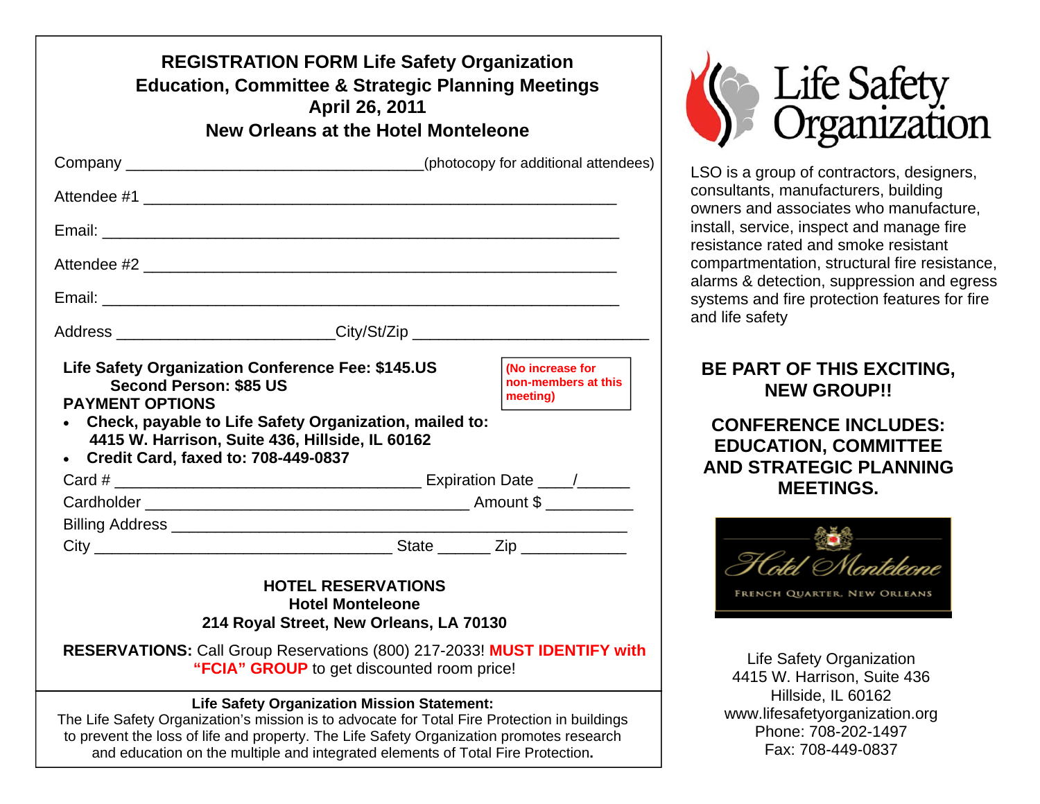# REGISTRATION FORM Life Safety Organization
## Education, Committee & Strategic Planning Meetings
## April 26, 2011
## New Orleans at the Hotel Monteleone

Company ___________________________________(photocopy for additional attendees)

Attendee #1 _______________________________________________________

Email: ___________________________________________________________

Attendee #2 _______________________________________________________

Email: ___________________________________________________________

Address _________________________City/St/Zip ___________________________

**Life Safety Organization Conference Fee: $145.US**
**Second Person: $85 US**

**(No increase for non-members at this meeting)**

**PAYMENT OPTIONS**

- **Check, payable to Life Safety Organization, mailed to: 4415 W. Harrison, Suite 436, Hillside, IL 60162**
- **Credit Card, faxed to: 708-449-0837**

Card # ___________________________________ Expiration Date ____/______

Cardholder ____________________________________ Amount $ __________

Billing Address ___________________________________________________

City _________________________________ State ______ Zip ____________

**HOTEL RESERVATIONS**
**Hotel Monteleone**
**214 Royal Street, New Orleans, LA 70130**

**RESERVATIONS:** Call Group Reservations (800) 217-2033! **MUST IDENTIFY with "FCIA" GROUP** to get discounted room price!

**Life Safety Organization Mission Statement:**
The Life Safety Organization's mission is to advocate for Total Fire Protection in buildings to prevent the loss of life and property. The Life Safety Organization promotes research and education on the multiple and integrated elements of Total Fire Protection.

Life Safety Organization

LSO is a group of contractors, designers, consultants, manufacturers, building owners and associates who manufacture, install, service, inspect and manage fire resistance rated and smoke resistant compartmentation, structural fire resistance, alarms & detection, suppression and egress systems and fire protection features for fire and life safety

**BE PART OF THIS EXCITING, NEW GROUP!!**

**CONFERENCE INCLUDES: EDUCATION, COMMITTEE AND STRATEGIC PLANNING MEETINGS.**

Hotel Monteleone
FRENCH QUARTER, NEW ORLEANS

Life Safety Organization
4415 W. Harrison, Suite 436
Hillside, IL 60162
www.lifesafetyorganization.org
Phone: 708-202-1497
Fax: 708-449-0837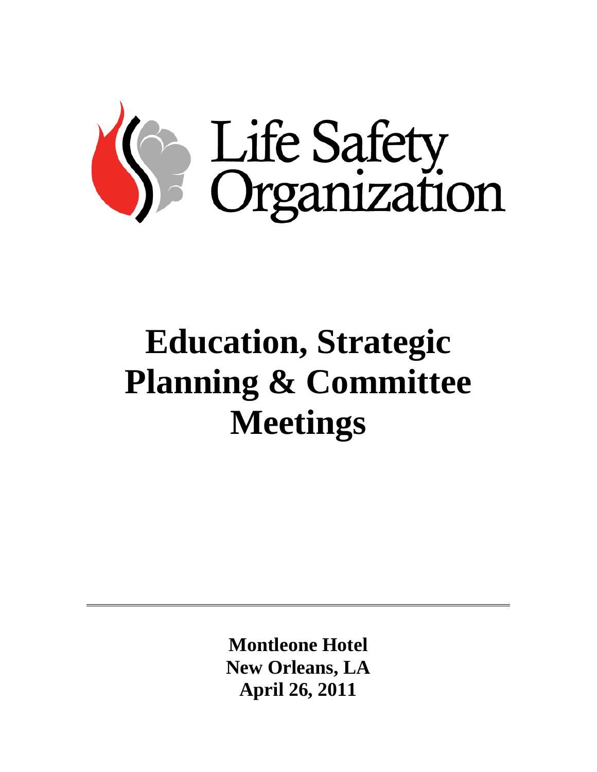Life Safety Organization

# Education, Strategic Planning & Committee Meetings

---

**Montleone Hotel**
**New Orleans, LA**
**April 26, 2011**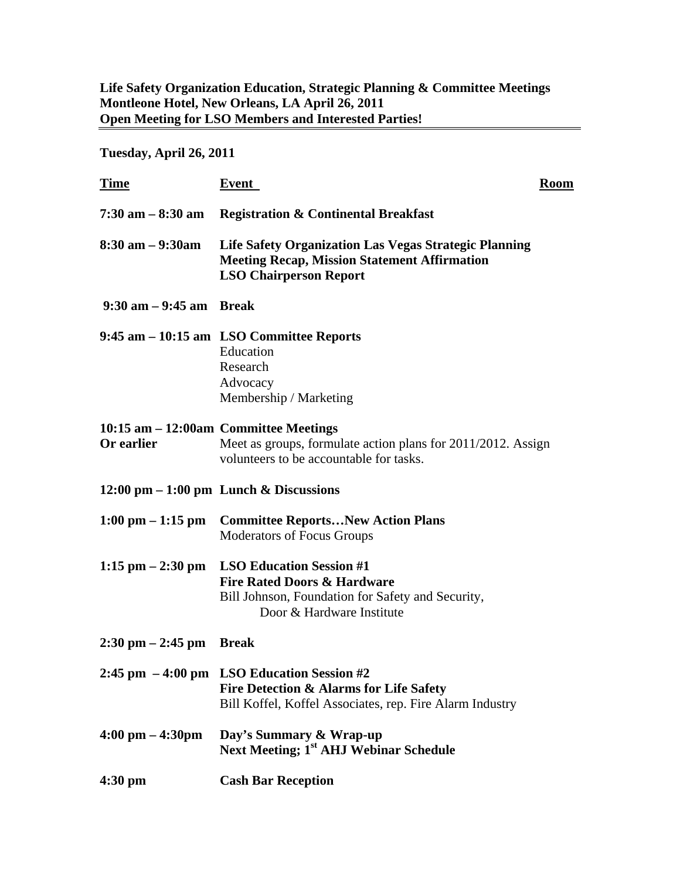**Life Safety Organization Education, Strategic Planning & Committee Meetings**
**Montleone Hotel, New Orleans, LA April 26, 2011**
**Open Meeting for LSO Members and Interested Parties!**

---

**Tuesday, April 26, 2011**

| Time | Event | Room |
|---|---|---|
| **7:30 am – 8:30 am** | **Registration & Continental Breakfast** | |
| **8:30 am – 9:30am** | **Life Safety Organization Las Vegas Strategic Planning Meeting Recap, Mission Statement Affirmation**<br>**LSO Chairperson Report** | |
| **9:30 am – 9:45 am** | **Break** | |
| **9:45 am – 10:15 am** | **LSO Committee Reports**<br>Education<br>Research<br>Advocacy<br>Membership / Marketing | |
| **10:15 am – 12:00am**<br>**Or earlier** | **Committee Meetings**<br>Meet as groups, formulate action plans for 2011/2012. Assign volunteers to be accountable for tasks. | |
| **12:00 pm – 1:00 pm** | **Lunch & Discussions** | |
| **1:00 pm – 1:15 pm** | **Committee Reports…New Action Plans**<br>Moderators of Focus Groups | |
| **1:15 pm – 2:30 pm** | **LSO Education Session #1**<br>**Fire Rated Doors & Hardware**<br>Bill Johnson, Foundation for Safety and Security, Door & Hardware Institute | |
| **2:30 pm – 2:45 pm** | **Break** | |
| **2:45 pm – 4:00 pm** | **LSO Education Session #2**<br>**Fire Detection & Alarms for Life Safety**<br>Bill Koffel, Koffel Associates, rep. Fire Alarm Industry | |
| **4:00 pm – 4:30pm** | **Day's Summary & Wrap-up**<br>**Next Meeting; 1st AHJ Webinar Schedule** | |
| **4:30 pm** | **Cash Bar Reception** | |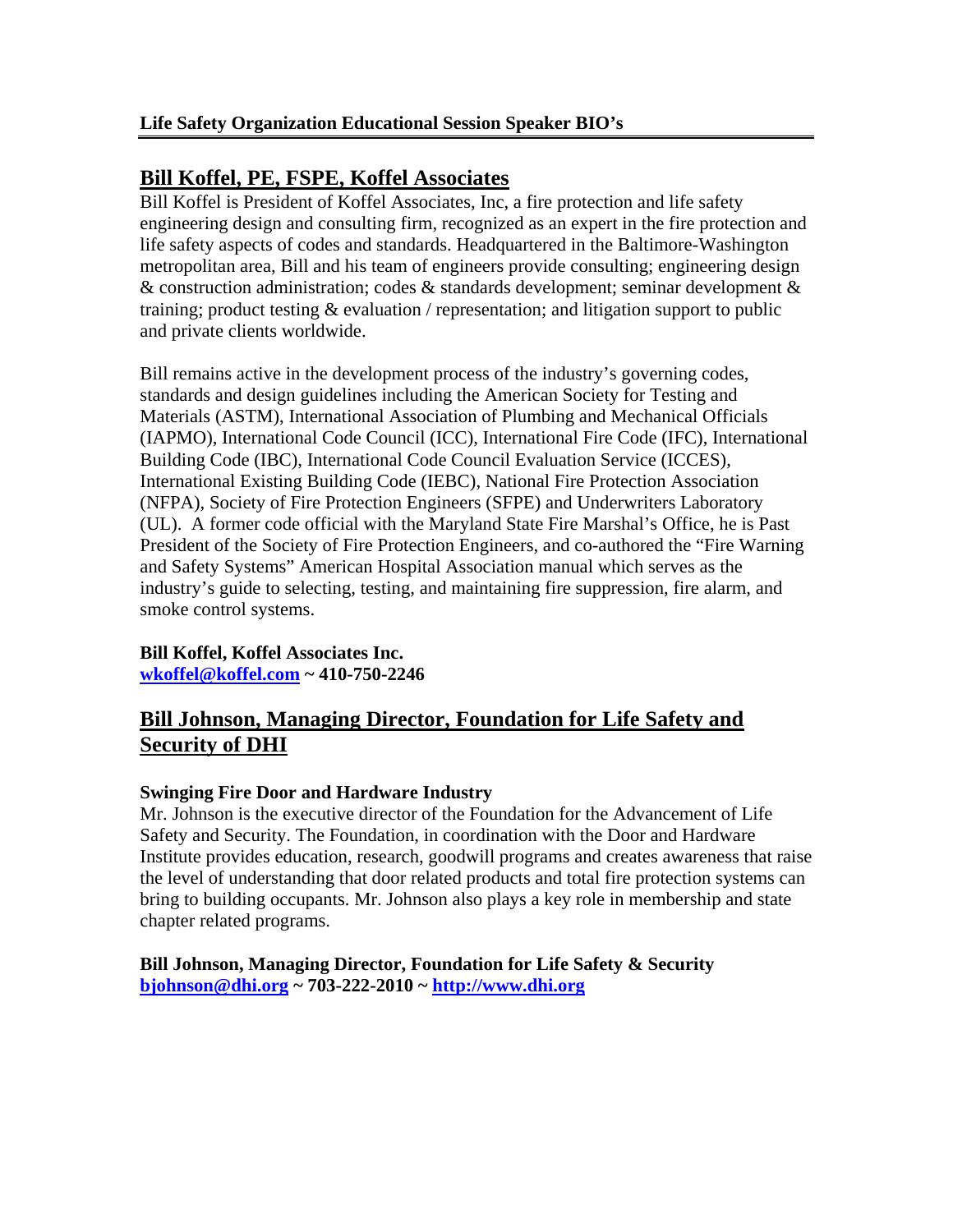**Life Safety Organization Educational Session Speaker BIO's**

## Bill Koffel, PE, FSPE, Koffel Associates

Bill Koffel is President of Koffel Associates, Inc, a fire protection and life safety engineering design and consulting firm, recognized as an expert in the fire protection and life safety aspects of codes and standards. Headquartered in the Baltimore-Washington metropolitan area, Bill and his team of engineers provide consulting; engineering design & construction administration; codes & standards development; seminar development & training; product testing & evaluation / representation; and litigation support to public and private clients worldwide.

Bill remains active in the development process of the industry's governing codes, standards and design guidelines including the American Society for Testing and Materials (ASTM), International Association of Plumbing and Mechanical Officials (IAPMO), International Code Council (ICC), International Fire Code (IFC), International Building Code (IBC), International Code Council Evaluation Service (ICCES), International Existing Building Code (IEBC), National Fire Protection Association (NFPA), Society of Fire Protection Engineers (SFPE) and Underwriters Laboratory (UL). A former code official with the Maryland State Fire Marshal's Office, he is Past President of the Society of Fire Protection Engineers, and co-authored the "Fire Warning and Safety Systems" American Hospital Association manual which serves as the industry's guide to selecting, testing, and maintaining fire suppression, fire alarm, and smoke control systems.

**Bill Koffel, Koffel Associates Inc.**
**wkoffel@koffel.com ~ 410-750-2246**

## Bill Johnson, Managing Director, Foundation for Life Safety and Security of DHI

**Swinging Fire Door and Hardware Industry**

Mr. Johnson is the executive director of the Foundation for the Advancement of Life Safety and Security. The Foundation, in coordination with the Door and Hardware Institute provides education, research, goodwill programs and creates awareness that raise the level of understanding that door related products and total fire protection systems can bring to building occupants. Mr. Johnson also plays a key role in membership and state chapter related programs.

**Bill Johnson, Managing Director, Foundation for Life Safety & Security**
**bjohnson@dhi.org ~ 703-222-2010 ~ http://www.dhi.org**